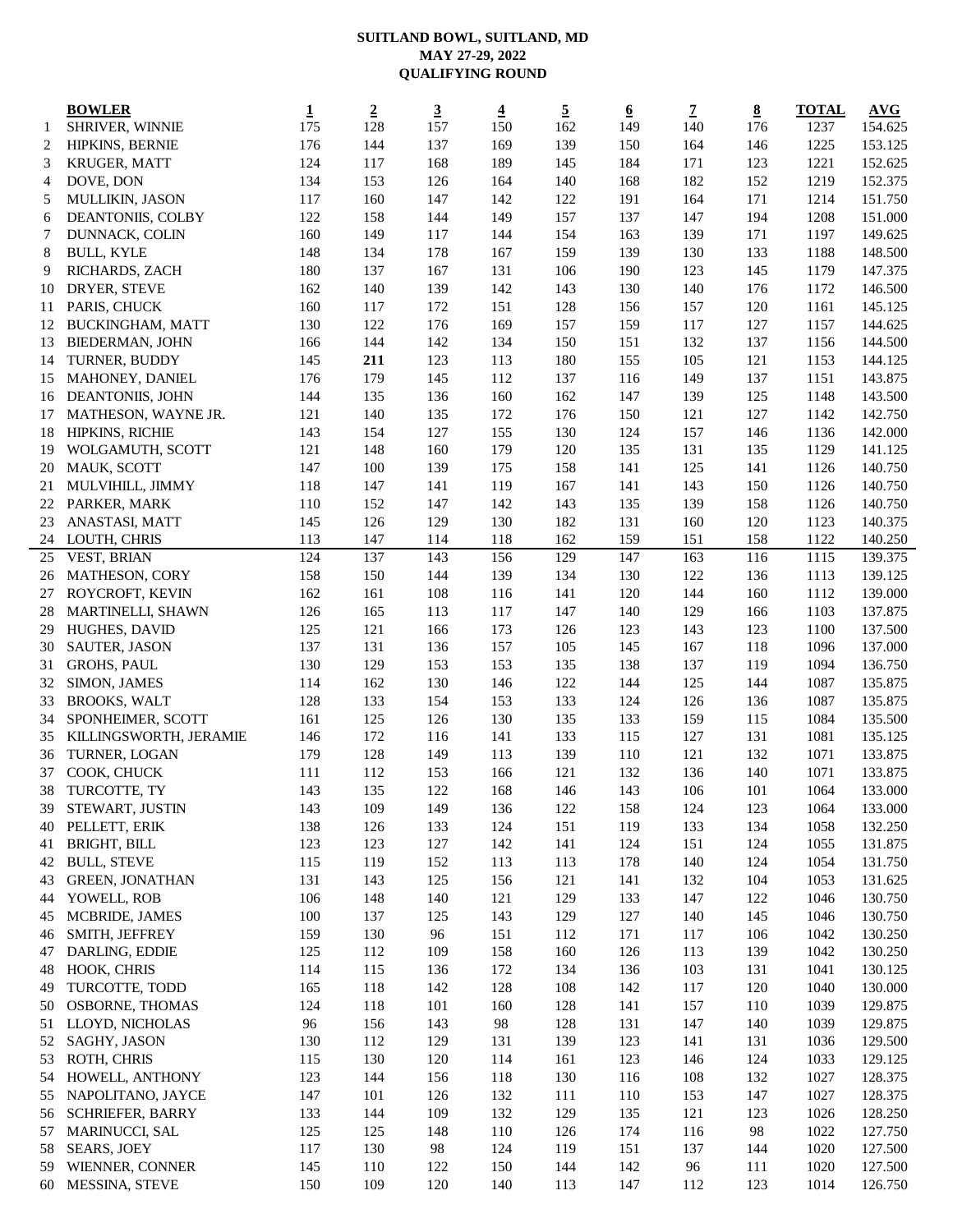# SUITLAND BOWL, SUITLAND, MD
## MAY 27-29, 2022
## QUALIFYING ROUND

| | BOWLER | 1 | 2 | 3 | 4 | 5 | 6 | 7 | 8 | TOTAL | AVG |
|---|---|---|---|---|---|---|---|---|---|---|---|
| 1 | SHRIVER, WINNIE | 175 | 128 | 157 | 150 | 162 | 149 | 140 | 176 | 1237 | 154.625 |
| 2 | HIPKINS, BERNIE | 176 | 144 | 137 | 169 | 139 | 150 | 164 | 146 | 1225 | 153.125 |
| 3 | KRUGER, MATT | 124 | 117 | 168 | 189 | 145 | 184 | 171 | 123 | 1221 | 152.625 |
| 4 | DOVE, DON | 134 | 153 | 126 | 164 | 140 | 168 | 182 | 152 | 1219 | 152.375 |
| 5 | MULLIKIN, JASON | 117 | 160 | 147 | 142 | 122 | 191 | 164 | 171 | 1214 | 151.750 |
| 6 | DEANTONIIS, COLBY | 122 | 158 | 144 | 149 | 157 | 137 | 147 | 194 | 1208 | 151.000 |
| 7 | DUNNACK, COLIN | 160 | 149 | 117 | 144 | 154 | 163 | 139 | 171 | 1197 | 149.625 |
| 8 | BULL, KYLE | 148 | 134 | 178 | 167 | 159 | 139 | 130 | 133 | 1188 | 148.500 |
| 9 | RICHARDS, ZACH | 180 | 137 | 167 | 131 | 106 | 190 | 123 | 145 | 1179 | 147.375 |
| 10 | DRYER, STEVE | 162 | 140 | 139 | 142 | 143 | 130 | 140 | 176 | 1172 | 146.500 |
| 11 | PARIS, CHUCK | 160 | 117 | 172 | 151 | 128 | 156 | 157 | 120 | 1161 | 145.125 |
| 12 | BUCKINGHAM, MATT | 130 | 122 | 176 | 169 | 157 | 159 | 117 | 127 | 1157 | 144.625 |
| 13 | BIEDERMAN, JOHN | 166 | 144 | 142 | 134 | 150 | 151 | 132 | 137 | 1156 | 144.500 |
| 14 | TURNER, BUDDY | 145 | **211** | 123 | 113 | 180 | 155 | 105 | 121 | 1153 | 144.125 |
| 15 | MAHONEY, DANIEL | 176 | 179 | 145 | 112 | 137 | 116 | 149 | 137 | 1151 | 143.875 |
| 16 | DEANTONIIS, JOHN | 144 | 135 | 136 | 160 | 162 | 147 | 139 | 125 | 1148 | 143.500 |
| 17 | MATHESON, WAYNE JR. | 121 | 140 | 135 | 172 | 176 | 150 | 121 | 127 | 1142 | 142.750 |
| 18 | HIPKINS, RICHIE | 143 | 154 | 127 | 155 | 130 | 124 | 157 | 146 | 1136 | 142.000 |
| 19 | WOLGAMUTH, SCOTT | 121 | 148 | 160 | 179 | 120 | 135 | 131 | 135 | 1129 | 141.125 |
| 20 | MAUK, SCOTT | 147 | 100 | 139 | 175 | 158 | 141 | 125 | 141 | 1126 | 140.750 |
| 21 | MULVIHILL, JIMMY | 118 | 147 | 141 | 119 | 167 | 141 | 143 | 150 | 1126 | 140.750 |
| 22 | PARKER, MARK | 110 | 152 | 147 | 142 | 143 | 135 | 139 | 158 | 1126 | 140.750 |
| 23 | ANASTASI, MATT | 145 | 126 | 129 | 130 | 182 | 131 | 160 | 120 | 1123 | 140.375 |
| 24 | LOUTH, CHRIS | 113 | 147 | 114 | 118 | 162 | 159 | 151 | 158 | 1122 | 140.250 |
| 25 | VEST, BRIAN | 124 | 137 | 143 | 156 | 129 | 147 | 163 | 116 | 1115 | 139.375 |
| 26 | MATHESON, CORY | 158 | 150 | 144 | 139 | 134 | 130 | 122 | 136 | 1113 | 139.125 |
| 27 | ROYCROFT, KEVIN | 162 | 161 | 108 | 116 | 141 | 120 | 144 | 160 | 1112 | 139.000 |
| 28 | MARTINELLI, SHAWN | 126 | 165 | 113 | 117 | 147 | 140 | 129 | 166 | 1103 | 137.875 |
| 29 | HUGHES, DAVID | 125 | 121 | 166 | 173 | 126 | 123 | 143 | 123 | 1100 | 137.500 |
| 30 | SAUTER, JASON | 137 | 131 | 136 | 157 | 105 | 145 | 167 | 118 | 1096 | 137.000 |
| 31 | GROHS, PAUL | 130 | 129 | 153 | 153 | 135 | 138 | 137 | 119 | 1094 | 136.750 |
| 32 | SIMON, JAMES | 114 | 162 | 130 | 146 | 122 | 144 | 125 | 144 | 1087 | 135.875 |
| 33 | BROOKS, WALT | 128 | 133 | 154 | 153 | 133 | 124 | 126 | 136 | 1087 | 135.875 |
| 34 | SPONHEIMER, SCOTT | 161 | 125 | 126 | 130 | 135 | 133 | 159 | 115 | 1084 | 135.500 |
| 35 | KILLINGSWORTH, JERAMIE | 146 | 172 | 116 | 141 | 133 | 115 | 127 | 131 | 1081 | 135.125 |
| 36 | TURNER, LOGAN | 179 | 128 | 149 | 113 | 139 | 110 | 121 | 132 | 1071 | 133.875 |
| 37 | COOK, CHUCK | 111 | 112 | 153 | 166 | 121 | 132 | 136 | 140 | 1071 | 133.875 |
| 38 | TURCOTTE, TY | 143 | 135 | 122 | 168 | 146 | 143 | 106 | 101 | 1064 | 133.000 |
| 39 | STEWART, JUSTIN | 143 | 109 | 149 | 136 | 122 | 158 | 124 | 123 | 1064 | 133.000 |
| 40 | PELLETT, ERIK | 138 | 126 | 133 | 124 | 151 | 119 | 133 | 134 | 1058 | 132.250 |
| 41 | BRIGHT, BILL | 123 | 123 | 127 | 142 | 141 | 124 | 151 | 124 | 1055 | 131.875 |
| 42 | BULL, STEVE | 115 | 119 | 152 | 113 | 113 | 178 | 140 | 124 | 1054 | 131.750 |
| 43 | GREEN, JONATHAN | 131 | 143 | 125 | 156 | 121 | 141 | 132 | 104 | 1053 | 131.625 |
| 44 | YOWELL, ROB | 106 | 148 | 140 | 121 | 129 | 133 | 147 | 122 | 1046 | 130.750 |
| 45 | MCBRIDE, JAMES | 100 | 137 | 125 | 143 | 129 | 127 | 140 | 145 | 1046 | 130.750 |
| 46 | SMITH, JEFFREY | 159 | 130 | 96 | 151 | 112 | 171 | 117 | 106 | 1042 | 130.250 |
| 47 | DARLING, EDDIE | 125 | 112 | 109 | 158 | 160 | 126 | 113 | 139 | 1042 | 130.250 |
| 48 | HOOK, CHRIS | 114 | 115 | 136 | 172 | 134 | 136 | 103 | 131 | 1041 | 130.125 |
| 49 | TURCOTTE, TODD | 165 | 118 | 142 | 128 | 108 | 142 | 117 | 120 | 1040 | 130.000 |
| 50 | OSBORNE, THOMAS | 124 | 118 | 101 | 160 | 128 | 141 | 157 | 110 | 1039 | 129.875 |
| 51 | LLOYD, NICHOLAS | 96 | 156 | 143 | 98 | 128 | 131 | 147 | 140 | 1039 | 129.875 |
| 52 | SAGHY, JASON | 130 | 112 | 129 | 131 | 139 | 123 | 141 | 131 | 1036 | 129.500 |
| 53 | ROTH, CHRIS | 115 | 130 | 120 | 114 | 161 | 123 | 146 | 124 | 1033 | 129.125 |
| 54 | HOWELL, ANTHONY | 123 | 144 | 156 | 118 | 130 | 116 | 108 | 132 | 1027 | 128.375 |
| 55 | NAPOLITANO, JAYCE | 147 | 101 | 126 | 132 | 111 | 110 | 153 | 147 | 1027 | 128.375 |
| 56 | SCHRIEFER, BARRY | 133 | 144 | 109 | 132 | 129 | 135 | 121 | 123 | 1026 | 128.250 |
| 57 | MARINUCCI, SAL | 125 | 125 | 148 | 110 | 126 | 174 | 116 | 98 | 1022 | 127.750 |
| 58 | SEARS, JOEY | 117 | 130 | 98 | 124 | 119 | 151 | 137 | 144 | 1020 | 127.500 |
| 59 | WIENNER, CONNER | 145 | 110 | 122 | 150 | 144 | 142 | 96 | 111 | 1020 | 127.500 |
| 60 | MESSINA, STEVE | 150 | 109 | 120 | 140 | 113 | 147 | 112 | 123 | 1014 | 126.750 |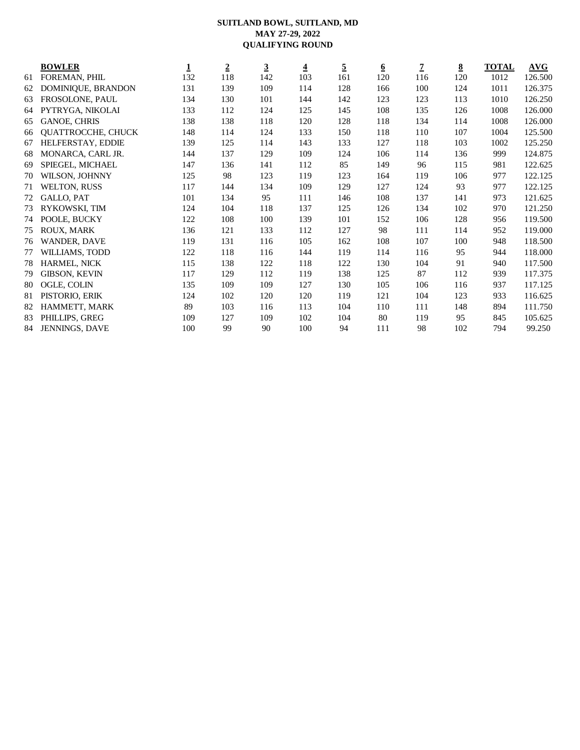**SUITLAND BOWL, SUITLAND, MD**
**MAY 27-29, 2022**
**QUALIFYING ROUND**

| | BOWLER | 1 | 2 | 3 | 4 | 5 | 6 | 7 | 8 | TOTAL | AVG |
|---|---|---|---|---|---|---|---|---|---|---|---|
| 61 | FOREMAN, PHIL | 132 | 118 | 142 | 103 | 161 | 120 | 116 | 120 | 1012 | 126.500 |
| 62 | DOMINIQUE, BRANDON | 131 | 139 | 109 | 114 | 128 | 166 | 100 | 124 | 1011 | 126.375 |
| 63 | FROSOLONE, PAUL | 134 | 130 | 101 | 144 | 142 | 123 | 123 | 113 | 1010 | 126.250 |
| 64 | PYTRYGA, NIKOLAI | 133 | 112 | 124 | 125 | 145 | 108 | 135 | 126 | 1008 | 126.000 |
| 65 | GANOE, CHRIS | 138 | 138 | 118 | 120 | 128 | 118 | 134 | 114 | 1008 | 126.000 |
| 66 | QUATTROCCHE, CHUCK | 148 | 114 | 124 | 133 | 150 | 118 | 110 | 107 | 1004 | 125.500 |
| 67 | HELFERSTAY, EDDIE | 139 | 125 | 114 | 143 | 133 | 127 | 118 | 103 | 1002 | 125.250 |
| 68 | MONARCA, CARL JR. | 144 | 137 | 129 | 109 | 124 | 106 | 114 | 136 | 999 | 124.875 |
| 69 | SPIEGEL, MICHAEL | 147 | 136 | 141 | 112 | 85 | 149 | 96 | 115 | 981 | 122.625 |
| 70 | WILSON, JOHNNY | 125 | 98 | 123 | 119 | 123 | 164 | 119 | 106 | 977 | 122.125 |
| 71 | WELTON, RUSS | 117 | 144 | 134 | 109 | 129 | 127 | 124 | 93 | 977 | 122.125 |
| 72 | GALLO, PAT | 101 | 134 | 95 | 111 | 146 | 108 | 137 | 141 | 973 | 121.625 |
| 73 | RYKOWSKI, TIM | 124 | 104 | 118 | 137 | 125 | 126 | 134 | 102 | 970 | 121.250 |
| 74 | POOLE, BUCKY | 122 | 108 | 100 | 139 | 101 | 152 | 106 | 128 | 956 | 119.500 |
| 75 | ROUX, MARK | 136 | 121 | 133 | 112 | 127 | 98 | 111 | 114 | 952 | 119.000 |
| 76 | WANDER, DAVE | 119 | 131 | 116 | 105 | 162 | 108 | 107 | 100 | 948 | 118.500 |
| 77 | WILLIAMS, TODD | 122 | 118 | 116 | 144 | 119 | 114 | 116 | 95 | 944 | 118.000 |
| 78 | HARMEL, NICK | 115 | 138 | 122 | 118 | 122 | 130 | 104 | 91 | 940 | 117.500 |
| 79 | GIBSON, KEVIN | 117 | 129 | 112 | 119 | 138 | 125 | 87 | 112 | 939 | 117.375 |
| 80 | OGLE, COLIN | 135 | 109 | 109 | 127 | 130 | 105 | 106 | 116 | 937 | 117.125 |
| 81 | PISTORIO, ERIK | 124 | 102 | 120 | 120 | 119 | 121 | 104 | 123 | 933 | 116.625 |
| 82 | HAMMETT, MARK | 89 | 103 | 116 | 113 | 104 | 110 | 111 | 148 | 894 | 111.750 |
| 83 | PHILLIPS, GREG | 109 | 127 | 109 | 102 | 104 | 80 | 119 | 95 | 845 | 105.625 |
| 84 | JENNINGS, DAVE | 100 | 99 | 90 | 100 | 94 | 111 | 98 | 102 | 794 | 99.250 |